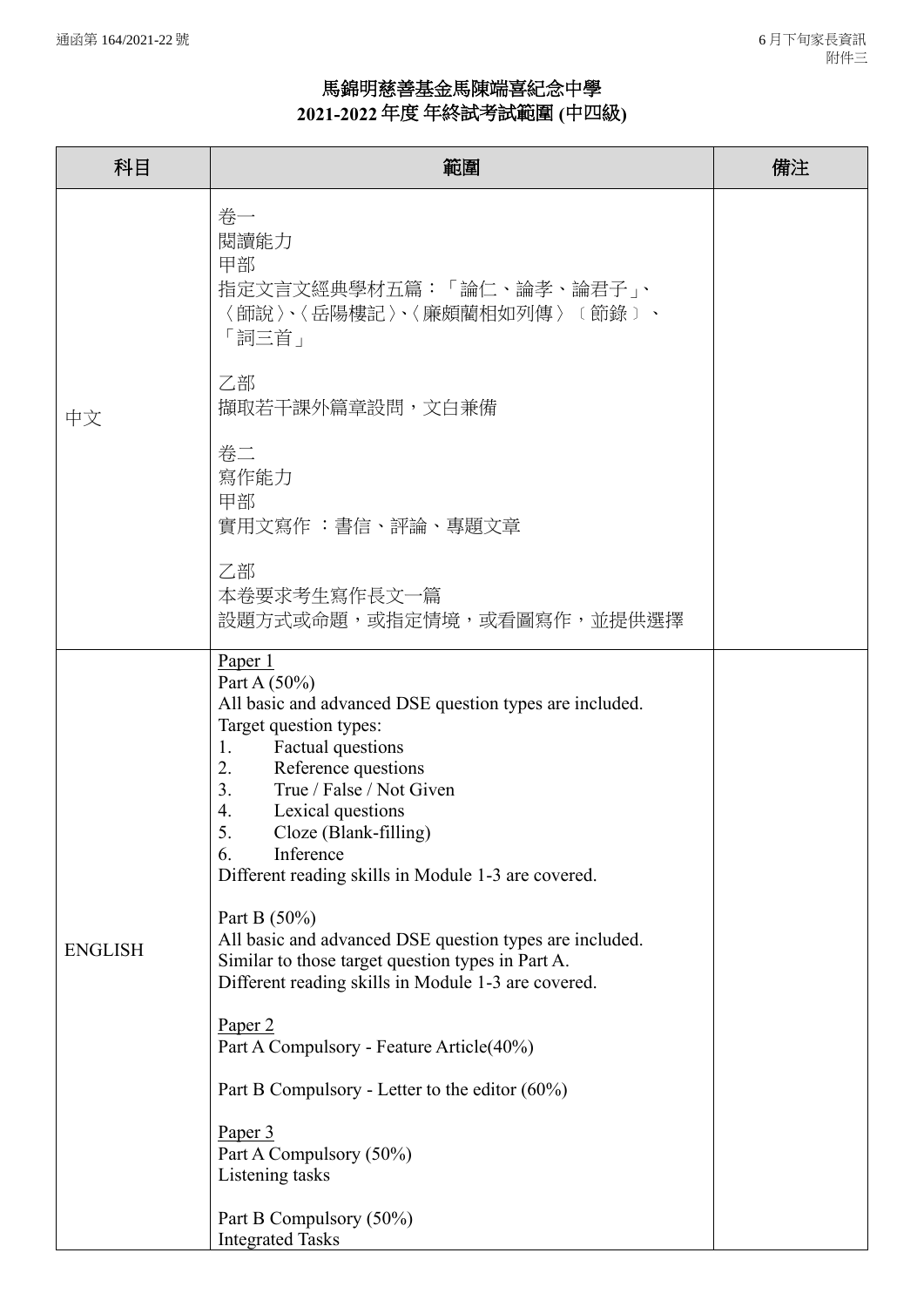# 馬錦明慈善基金馬陳端喜紀念中學
## 2021-2022 年度 年終試考試範圍 (中四級)

| 科目 | 範圍 | 備注 |
|---|---|---|
| 中文 | 卷一<br>閱讀能力<br>甲部<br>指定文言文經典學材五篇：「論仁、論孝、論君子」、〈師說〉、〈岳陽樓記〉、〈廉頗藺相如列傳〉〔節錄〕、「詞三首」<br><br>乙部<br>擷取若干課外篇章設問，文白兼備<br><br>卷二<br>寫作能力<br>甲部<br>實用文寫作 ：書信、評論、專題文章<br><br>乙部<br>本卷要求考生寫作長文一篇<br>設題方式或命題，或指定情境，或看圖寫作，並提供選擇 | |
| ENGLISH | Paper 1<br>Part A (50%)<br>All basic and advanced DSE question types are included.<br>Target question types:<br>1. Factual questions<br>2. Reference questions<br>3. True / False / Not Given<br>4. Lexical questions<br>5. Cloze (Blank-filling)<br>6. Inference<br>Different reading skills in Module 1-3 are covered.<br><br>Part B (50%)<br>All basic and advanced DSE question types are included.<br>Similar to those target question types in Part A.<br>Different reading skills in Module 1-3 are covered.<br><br>Paper 2<br>Part A Compulsory - Feature Article(40%)<br><br>Part B Compulsory - Letter to the editor (60%)<br><br>Paper 3<br>Part A Compulsory (50%)<br>Listening tasks<br><br>Part B Compulsory (50%)<br>Integrated Tasks | |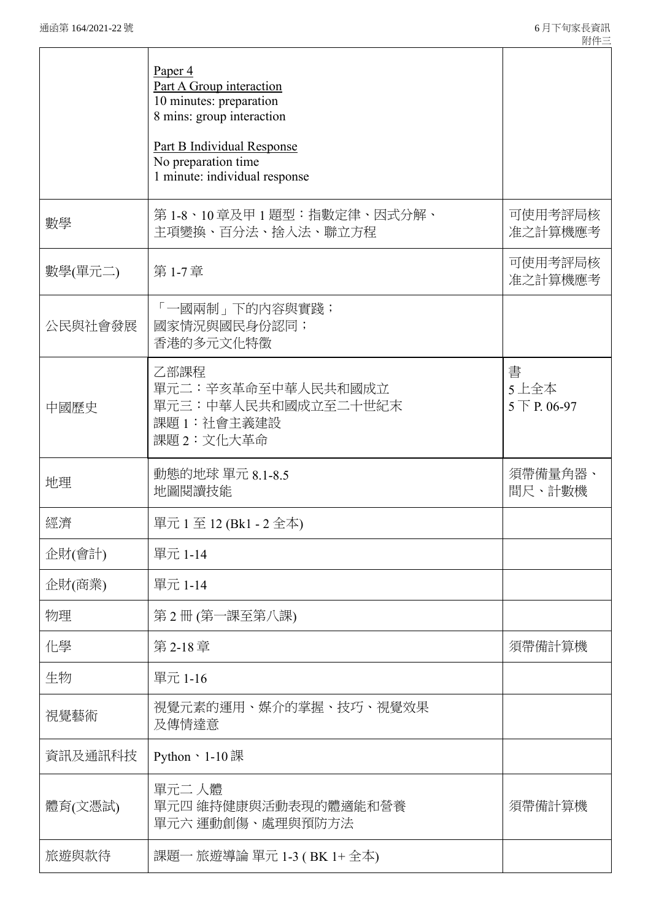| | | |
|---|---|---|
| | Paper 4<br>Part A Group interaction<br>10 minutes: preparation<br>8 mins: group interaction<br><br>Part B Individual Response<br>No preparation time<br>1 minute: individual response | |
| 數學 | 第 1-8、10 章及甲 1 題型：指數定律、因式分解、主項變換、百分法、捨入法、聯立方程 | 可使用考評局核准之計算機應考 |
| 數學(單元二) | 第 1-7 章 | 可使用考評局核准之計算機應考 |
| 公民與社會發展 | 「一國兩制」下的內容與實踐；<br>國家情況與國民身份認同；<br>香港的多元文化特徵 | |
| 中國歷史 | 乙部課程<br>單元二：辛亥革命至中華人民共和國成立<br>單元三：中華人民共和國成立至二十世紀末<br>課題 1：社會主義建設<br>課題 2：文化大革命 | 書<br>5 上全本<br>5 下 P. 06-97 |
| 地理 | 動態的地球 單元 8.1-8.5<br>地圖閱讀技能 | 須帶備量角器、間尺、計數機 |
| 經濟 | 單元 1 至 12 (Bk1 - 2 全本) | |
| 企財(會計) | 單元 1-14 | |
| 企財(商業) | 單元 1-14 | |
| 物理 | 第 2 冊 (第一課至第八課) | |
| 化學 | 第 2-18 章 | 須帶備計算機 |
| 生物 | 單元 1-16 | |
| 視覺藝術 | 視覺元素的運用、媒介的掌握、技巧、視覺效果及傳情達意 | |
| 資訊及通訊科技 | Python、1-10 課 | |
| 體育(文憑試) | 單元二 人體<br>單元四 維持健康與活動表現的體適能和營養<br>單元六 運動創傷、處理與預防方法 | 須帶備計算機 |
| 旅遊與款待 | 課題一 旅遊導論 單元 1-3 ( BK 1+ 全本) | |